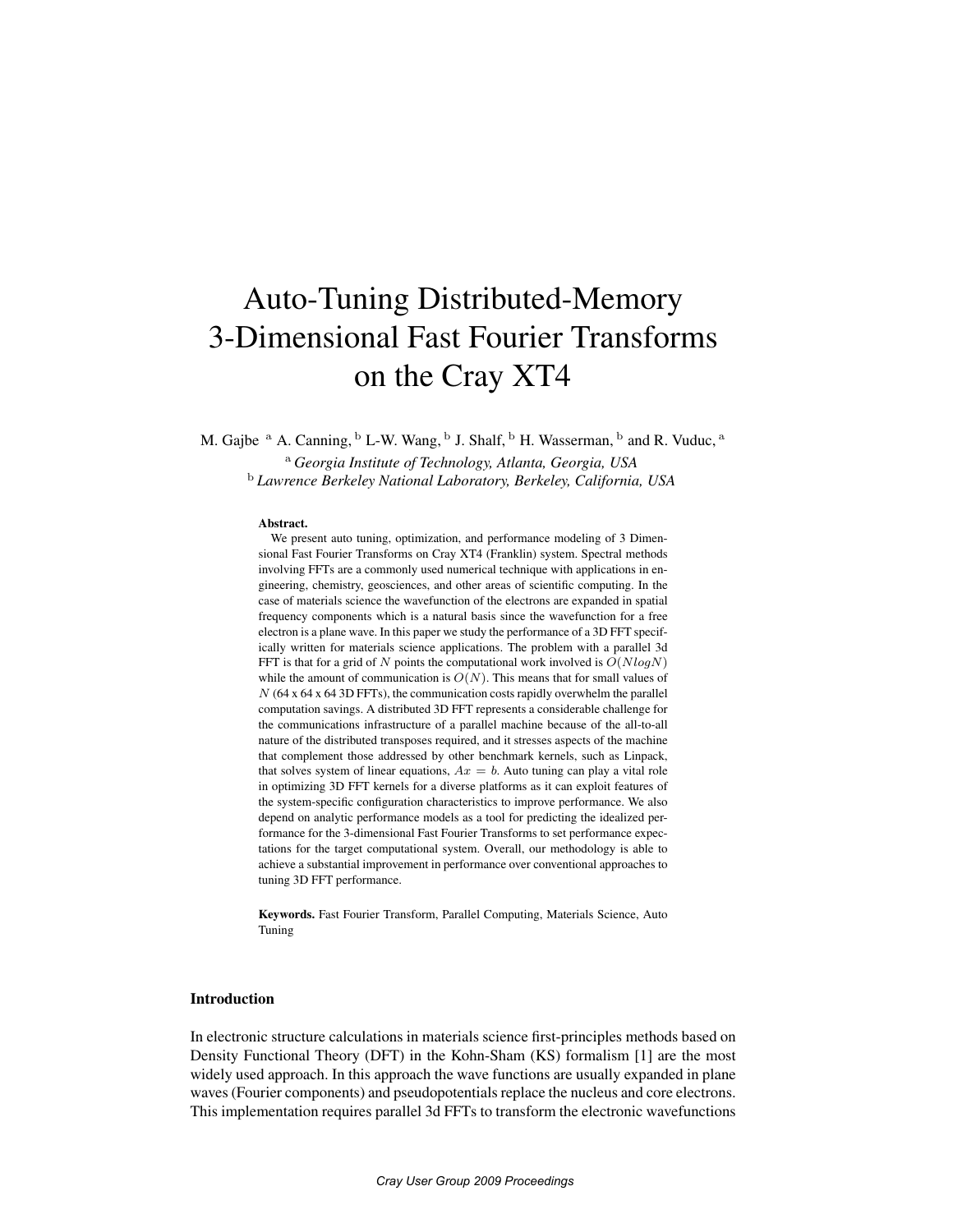# Auto-Tuning Distributed-Memory 3-Dimensional Fast Fourier Transforms on the Cray XT4

M. Gajbe [a] A. Canning, [b] L-W. Wang, [b] J. Shalf, [b] H. Wasserman, [b] and R. Vuduc, [a]

[a] *Georgia Institute of Technology, Atlanta, Georgia, USA*
[b] *Lawrence Berkeley National Laboratory, Berkeley, California, USA*

**Abstract.**
We present auto tuning, optimization, and performance modeling of 3 Dimensional Fast Fourier Transforms on Cray XT4 (Franklin) system. Spectral methods involving FFTs are a commonly used numerical technique with applications in engineering, chemistry, geosciences, and other areas of scientific computing. In the case of materials science the wavefunction of the electrons are expanded in spatial frequency components which is a natural basis since the wavefunction for a free electron is a plane wave. In this paper we study the performance of a 3D FFT specifically written for materials science applications. The problem with a parallel 3d FFT is that for a grid of $N$ points the computational work involved is $O(NlogN)$ while the amount of communication is $O(N)$. This means that for small values of $N$ (64 x 64 x 64 3D FFTs), the communication costs rapidly overwhelm the parallel computation savings. A distributed 3D FFT represents a considerable challenge for the communications infrastructure of a parallel machine because of the all-to-all nature of the distributed transposes required, and it stresses aspects of the machine that complement those addressed by other benchmark kernels, such as Linpack, that solves system of linear equations, $Ax = b$. Auto tuning can play a vital role in optimizing 3D FFT kernels for a diverse platforms as it can exploit features of the system-specific configuration characteristics to improve performance. We also depend on analytic performance models as a tool for predicting the idealized performance for the 3-dimensional Fast Fourier Transforms to set performance expectations for the target computational system. Overall, our methodology is able to achieve a substantial improvement in performance over conventional approaches to tuning 3D FFT performance.

**Keywords.** Fast Fourier Transform, Parallel Computing, Materials Science, Auto Tuning

## Introduction

In electronic structure calculations in materials science first-principles methods based on Density Functional Theory (DFT) in the Kohn-Sham (KS) formalism [1] are the most widely used approach. In this approach the wave functions are usually expanded in plane waves (Fourier components) and pseudopotentials replace the nucleus and core electrons. This implementation requires parallel 3d FFTs to transform the electronic wavefunctions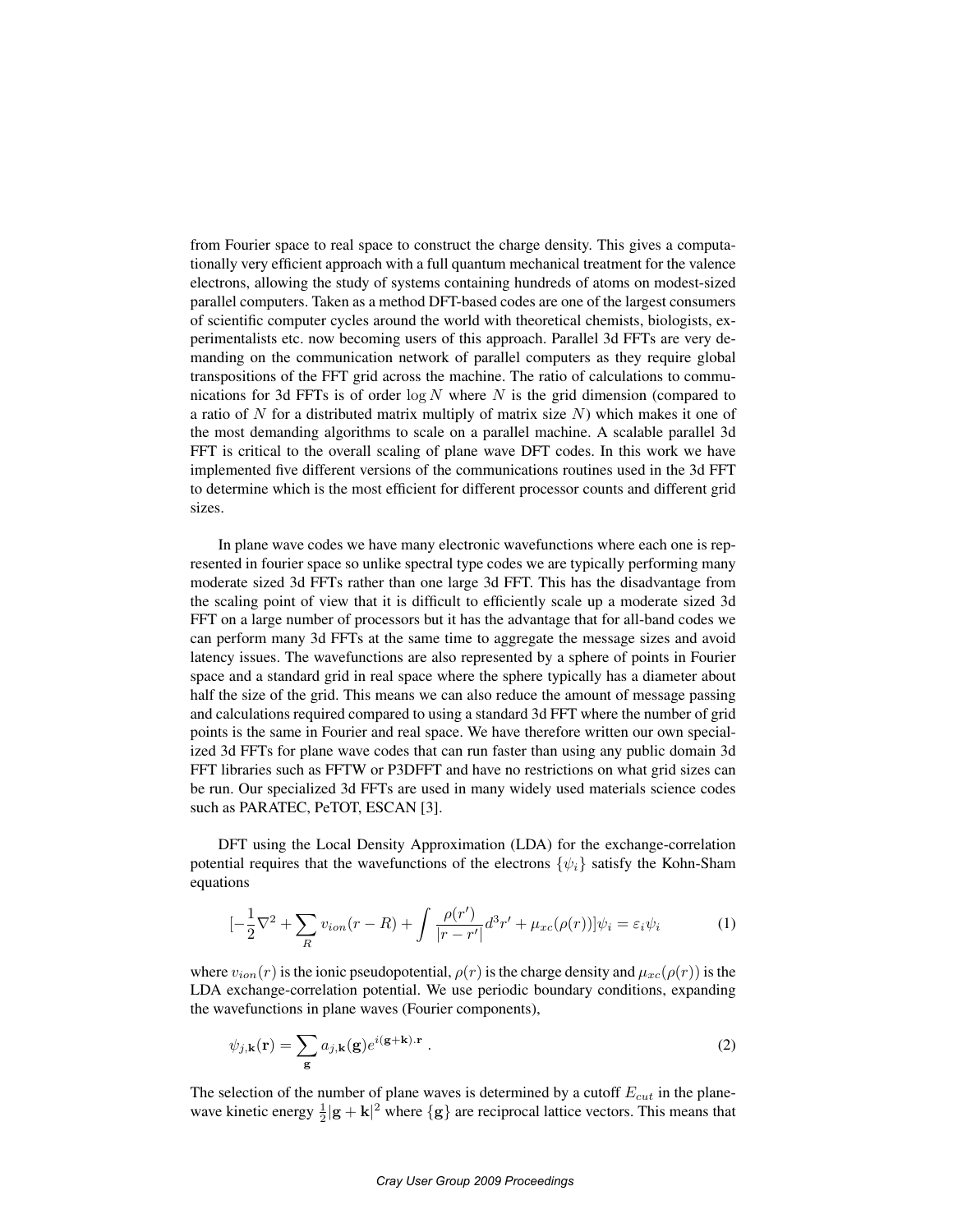from Fourier space to real space to construct the charge density. This gives a computationally very efficient approach with a full quantum mechanical treatment for the valence electrons, allowing the study of systems containing hundreds of atoms on modest-sized parallel computers. Taken as a method DFT-based codes are one of the largest consumers of scientific computer cycles around the world with theoretical chemists, biologists, experimentalists etc. now becoming users of this approach. Parallel 3d FFTs are very demanding on the communication network of parallel computers as they require global transpositions of the FFT grid across the machine. The ratio of calculations to communications for 3d FFTs is of order $\log N$ where $N$ is the grid dimension (compared to a ratio of $N$ for a distributed matrix multiply of matrix size $N$) which makes it one of the most demanding algorithms to scale on a parallel machine. A scalable parallel 3d FFT is critical to the overall scaling of plane wave DFT codes. In this work we have implemented five different versions of the communications routines used in the 3d FFT to determine which is the most efficient for different processor counts and different grid sizes.

In plane wave codes we have many electronic wavefunctions where each one is represented in fourier space so unlike spectral type codes we are typically performing many moderate sized 3d FFTs rather than one large 3d FFT. This has the disadvantage from the scaling point of view that it is difficult to efficiently scale up a moderate sized 3d FFT on a large number of processors but it has the advantage that for all-band codes we can perform many 3d FFTs at the same time to aggregate the message sizes and avoid latency issues. The wavefunctions are also represented by a sphere of points in Fourier space and a standard grid in real space where the sphere typically has a diameter about half the size of the grid. This means we can also reduce the amount of message passing and calculations required compared to using a standard 3d FFT where the number of grid points is the same in Fourier and real space. We have therefore written our own specialized 3d FFTs for plane wave codes that can run faster than using any public domain 3d FFT libraries such as FFTW or P3DFFT and have no restrictions on what grid sizes can be run. Our specialized 3d FFTs are used in many widely used materials science codes such as PARATEC, PeTOT, ESCAN [3].

DFT using the Local Density Approximation (LDA) for the exchange-correlation potential requires that the wavefunctions of the electrons $\{\psi_i\}$ satisfy the Kohn-Sham equations

$$[-\frac{1}{2}\nabla^2 + \sum_R v_{ion}(r-R) + \int \frac{\rho(r')}{|r-r'|} d^3r' + \mu_{xc}(\rho(r))]\psi_i = \varepsilon_i \psi_i \tag{1}$$

where $v_{ion}(r)$ is the ionic pseudopotential, $\rho(r)$ is the charge density and $\mu_{xc}(\rho(r))$ is the LDA exchange-correlation potential. We use periodic boundary conditions, expanding the wavefunctions in plane waves (Fourier components),

$$\psi_{j,\mathbf{k}}(\mathbf{r}) = \sum_{\mathbf{g}} a_{j,\mathbf{k}}(\mathbf{g}) e^{i(\mathbf{g}+\mathbf{k}).\mathbf{r}} \ . \tag{2}$$

The selection of the number of plane waves is determined by a cutoff $E_{cut}$ in the plane-wave kinetic energy $\frac{1}{2}|\mathbf{g}+\mathbf{k}|^2$ where $\{\mathbf{g}\}$ are reciprocal lattice vectors. This means that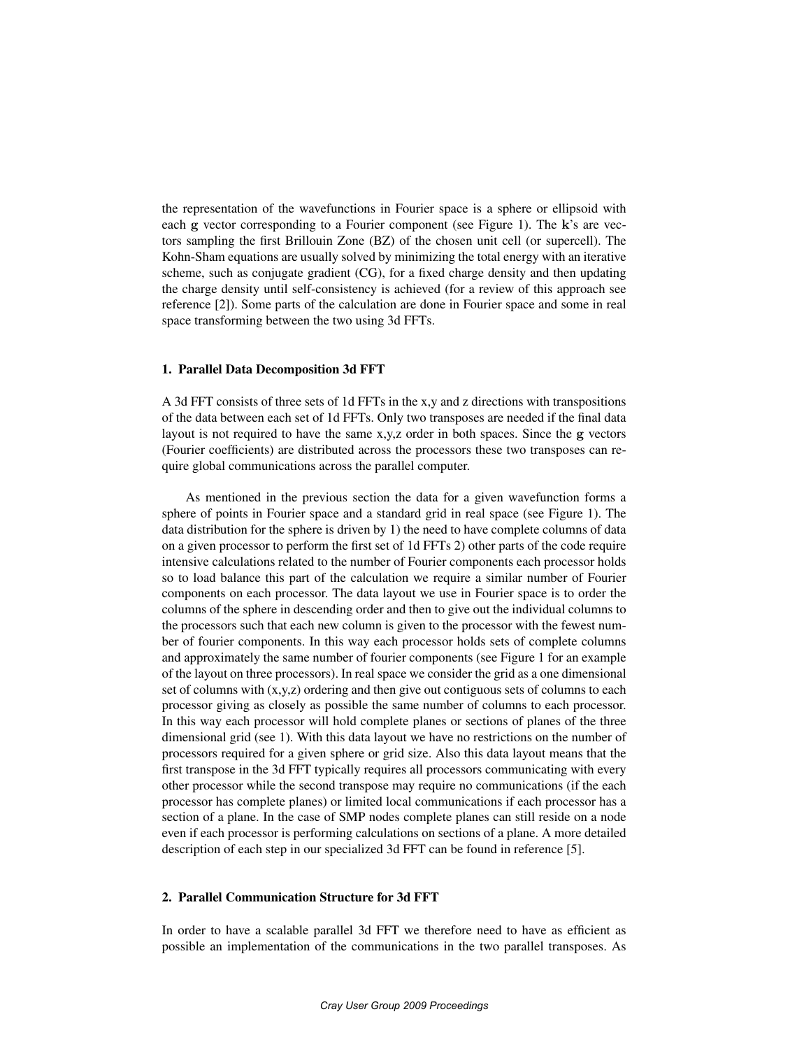the representation of the wavefunctions in Fourier space is a sphere or ellipsoid with each $\mathbf{g}$ vector corresponding to a Fourier component (see Figure 1). The $\mathbf{k}$'s are vectors sampling the first Brillouin Zone (BZ) of the chosen unit cell (or supercell). The Kohn-Sham equations are usually solved by minimizing the total energy with an iterative scheme, such as conjugate gradient (CG), for a fixed charge density and then updating the charge density until self-consistency is achieved (for a review of this approach see reference [2]). Some parts of the calculation are done in Fourier space and some in real space transforming between the two using 3d FFTs.

### 1. Parallel Data Decomposition 3d FFT

A 3d FFT consists of three sets of 1d FFTs in the x,y and z directions with transpositions of the data between each set of 1d FFTs. Only two transposes are needed if the final data layout is not required to have the same x,y,z order in both spaces. Since the $\mathbf{g}$ vectors (Fourier coefficients) are distributed across the processors these two transposes can require global communications across the parallel computer.

As mentioned in the previous section the data for a given wavefunction forms a sphere of points in Fourier space and a standard grid in real space (see Figure 1). The data distribution for the sphere is driven by 1) the need to have complete columns of data on a given processor to perform the first set of 1d FFTs 2) other parts of the code require intensive calculations related to the number of Fourier components each processor holds so to load balance this part of the calculation we require a similar number of Fourier components on each processor. The data layout we use in Fourier space is to order the columns of the sphere in descending order and then to give out the individual columns to the processors such that each new column is given to the processor with the fewest number of fourier components. In this way each processor holds sets of complete columns and approximately the same number of fourier components (see Figure 1 for an example of the layout on three processors). In real space we consider the grid as a one dimensional set of columns with (x,y,z) ordering and then give out contiguous sets of columns to each processor giving as closely as possible the same number of columns to each processor. In this way each processor will hold complete planes or sections of planes of the three dimensional grid (see 1). With this data layout we have no restrictions on the number of processors required for a given sphere or grid size. Also this data layout means that the first transpose in the 3d FFT typically requires all processors communicating with every other processor while the second transpose may require no communications (if the each processor has complete planes) or limited local communications if each processor has a section of a plane. In the case of SMP nodes complete planes can still reside on a node even if each processor is performing calculations on sections of a plane. A more detailed description of each step in our specialized 3d FFT can be found in reference [5].

### 2. Parallel Communication Structure for 3d FFT

In order to have a scalable parallel 3d FFT we therefore need to have as efficient as possible an implementation of the communications in the two parallel transposes. As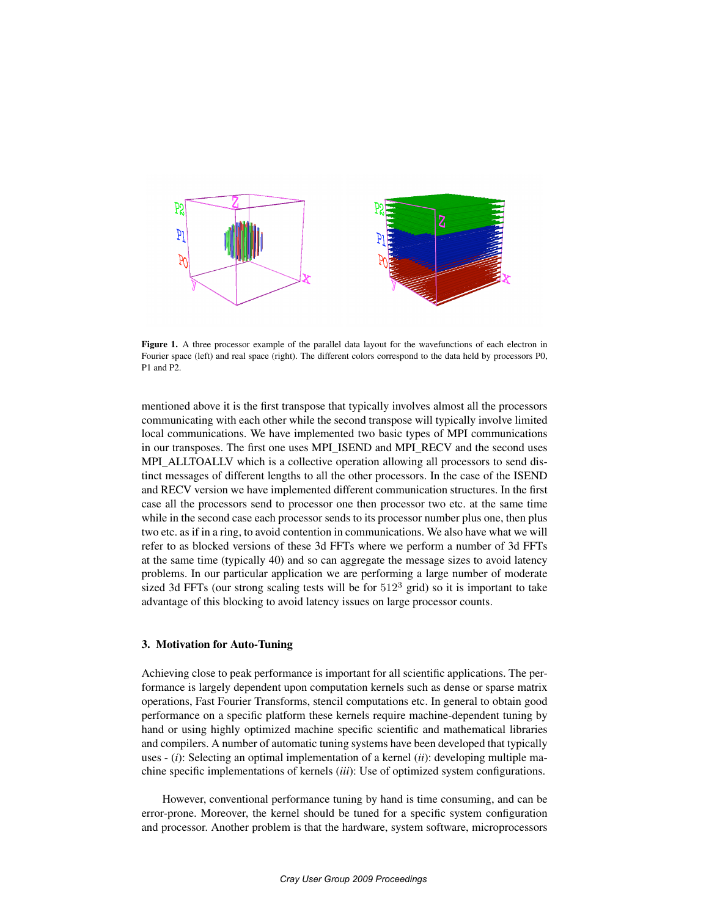**Figure 1.** A three processor example of the parallel data layout for the wavefunctions of each electron in Fourier space (left) and real space (right). The different colors correspond to the data held by processors P0, P1 and P2.

mentioned above it is the first transpose that typically involves almost all the processors communicating with each other while the second transpose will typically involve limited local communications. We have implemented two basic types of MPI communications in our transposes. The first one uses MPI_ISEND and MPI_RECV and the second uses MPI_ALLTOALLV which is a collective operation allowing all processors to send distinct messages of different lengths to all the other processors. In the case of the ISEND and RECV version we have implemented different communication structures. In the first case all the processors send to processor one then processor two etc. at the same time while in the second case each processor sends to its processor number plus one, then plus two etc. as if in a ring, to avoid contention in communications. We also have what we will refer to as blocked versions of these 3d FFTs where we perform a number of 3d FFTs at the same time (typically 40) and so can aggregate the message sizes to avoid latency problems. In our particular application we are performing a large number of moderate sized 3d FFTs (our strong scaling tests will be for $512^3$ grid) so it is important to take advantage of this blocking to avoid latency issues on large processor counts.

## 3. Motivation for Auto-Tuning

Achieving close to peak performance is important for all scientific applications. The performance is largely dependent upon computation kernels such as dense or sparse matrix operations, Fast Fourier Transforms, stencil computations etc. In general to obtain good performance on a specific platform these kernels require machine-dependent tuning by hand or using highly optimized machine specific scientific and mathematical libraries and compilers. A number of automatic tuning systems have been developed that typically uses - (*i*): Selecting an optimal implementation of a kernel (*ii*): developing multiple machine specific implementations of kernels (*iii*): Use of optimized system configurations.

However, conventional performance tuning by hand is time consuming, and can be error-prone. Moreover, the kernel should be tuned for a specific system configuration and processor. Another problem is that the hardware, system software, microprocessors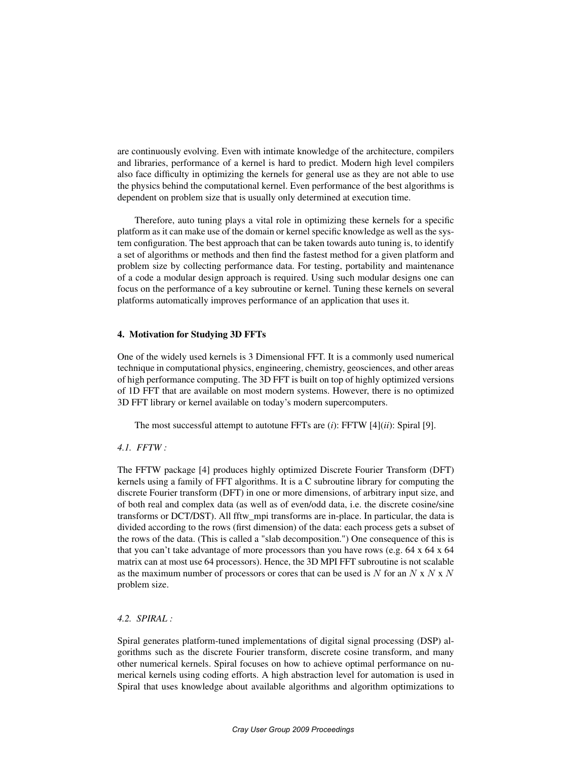are continuously evolving. Even with intimate knowledge of the architecture, compilers and libraries, performance of a kernel is hard to predict. Modern high level compilers also face difficulty in optimizing the kernels for general use as they are not able to use the physics behind the computational kernel. Even performance of the best algorithms is dependent on problem size that is usually only determined at execution time.

Therefore, auto tuning plays a vital role in optimizing these kernels for a specific platform as it can make use of the domain or kernel specific knowledge as well as the system configuration. The best approach that can be taken towards auto tuning is, to identify a set of algorithms or methods and then find the fastest method for a given platform and problem size by collecting performance data. For testing, portability and maintenance of a code a modular design approach is required. Using such modular designs one can focus on the performance of a key subroutine or kernel. Tuning these kernels on several platforms automatically improves performance of an application that uses it.

## 4. Motivation for Studying 3D FFTs

One of the widely used kernels is 3 Dimensional FFT. It is a commonly used numerical technique in computational physics, engineering, chemistry, geosciences, and other areas of high performance computing. The 3D FFT is built on top of highly optimized versions of 1D FFT that are available on most modern systems. However, there is no optimized 3D FFT library or kernel available on today's modern supercomputers.

The most successful attempt to autotune FFTs are (*i*): FFTW [4](*ii*): Spiral [9].

### *4.1. FFTW :*

The FFTW package [4] produces highly optimized Discrete Fourier Transform (DFT) kernels using a family of FFT algorithms. It is a C subroutine library for computing the discrete Fourier transform (DFT) in one or more dimensions, of arbitrary input size, and of both real and complex data (as well as of even/odd data, i.e. the discrete cosine/sine transforms or DCT/DST). All fftw_mpi transforms are in-place. In particular, the data is divided according to the rows (first dimension) of the data: each process gets a subset of the rows of the data. (This is called a "slab decomposition.") One consequence of this is that you can't take advantage of more processors than you have rows (e.g. 64 x 64 x 64 matrix can at most use 64 processors). Hence, the 3D MPI FFT subroutine is not scalable as the maximum number of processors or cores that can be used is $N$ for an $N$ x $N$ x $N$ problem size.

### *4.2. SPIRAL :*

Spiral generates platform-tuned implementations of digital signal processing (DSP) algorithms such as the discrete Fourier transform, discrete cosine transform, and many other numerical kernels. Spiral focuses on how to achieve optimal performance on numerical kernels using coding efforts. A high abstraction level for automation is used in Spiral that uses knowledge about available algorithms and algorithm optimizations to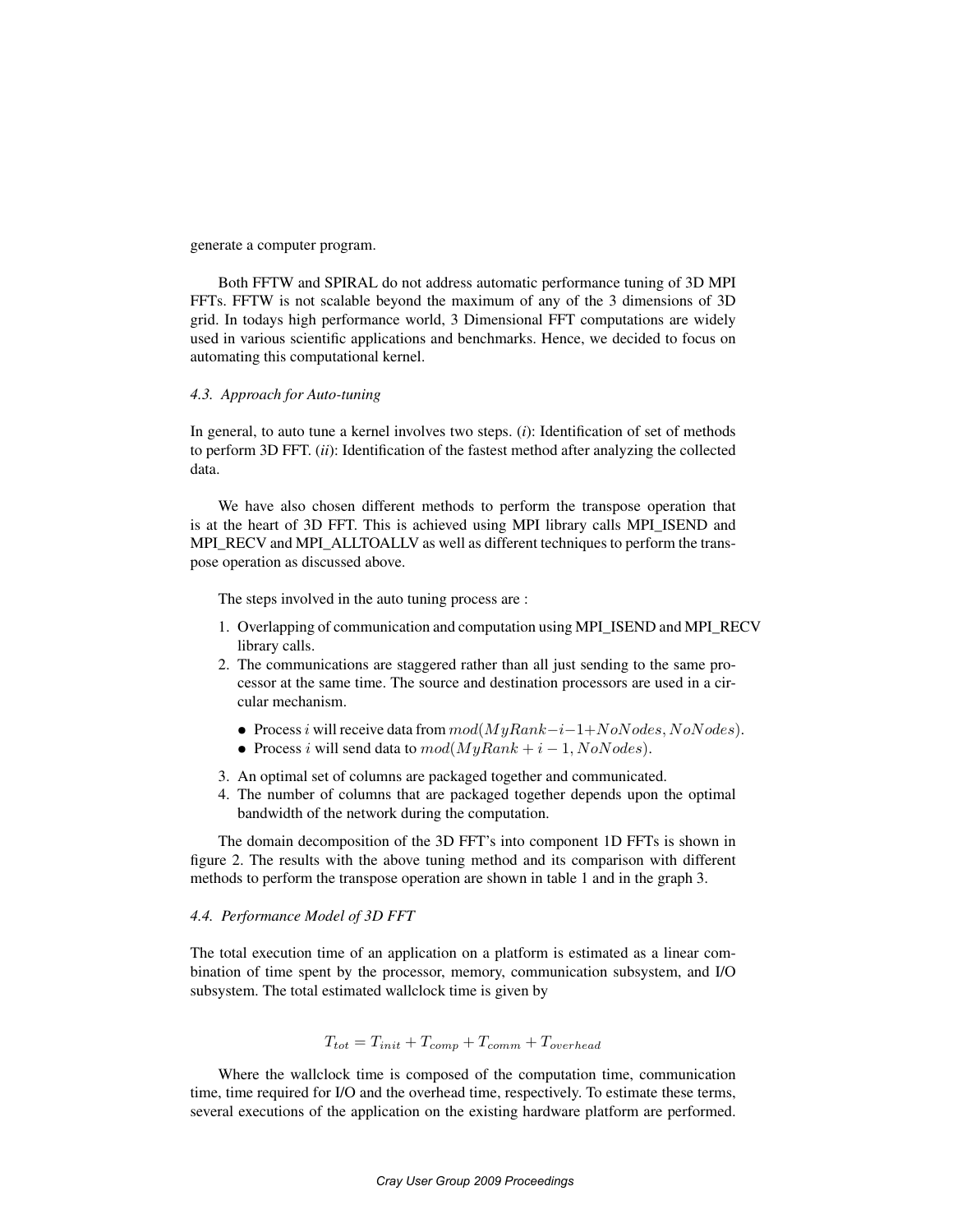generate a computer program.

Both FFTW and SPIRAL do not address automatic performance tuning of 3D MPI FFTs. FFTW is not scalable beyond the maximum of any of the 3 dimensions of 3D grid. In todays high performance world, 3 Dimensional FFT computations are widely used in various scientific applications and benchmarks. Hence, we decided to focus on automating this computational kernel.

### *4.3. Approach for Auto-tuning*

In general, to auto tune a kernel involves two steps. (*i*): Identification of set of methods to perform 3D FFT. (*ii*): Identification of the fastest method after analyzing the collected data.

We have also chosen different methods to perform the transpose operation that is at the heart of 3D FFT. This is achieved using MPI library calls MPI_ISEND and MPI_RECV and MPI_ALLTOALLV as well as different techniques to perform the transpose operation as discussed above.

The steps involved in the auto tuning process are :

1. Overlapping of communication and computation using MPI_ISEND and MPI_RECV library calls.
2. The communications are staggered rather than all just sending to the same processor at the same time. The source and destination processors are used in a circular mechanism.
   - Process $i$ will receive data from $mod(MyRank - i - 1 + NoNodes, NoNodes)$.
   - Process $i$ will send data to $mod(MyRank + i - 1, NoNodes)$.
3. An optimal set of columns are packaged together and communicated.
4. The number of columns that are packaged together depends upon the optimal bandwidth of the network during the computation.

The domain decomposition of the 3D FFT's into component 1D FFTs is shown in figure 2. The results with the above tuning method and its comparison with different methods to perform the transpose operation are shown in table 1 and in the graph 3.

### *4.4. Performance Model of 3D FFT*

The total execution time of an application on a platform is estimated as a linear combination of time spent by the processor, memory, communication subsystem, and I/O subsystem. The total estimated wallclock time is given by

$$T_{tot} = T_{init} + T_{comp} + T_{comm} + T_{overhead}$$

Where the wallclock time is composed of the computation time, communication time, time required for I/O and the overhead time, respectively. To estimate these terms, several executions of the application on the existing hardware platform are performed.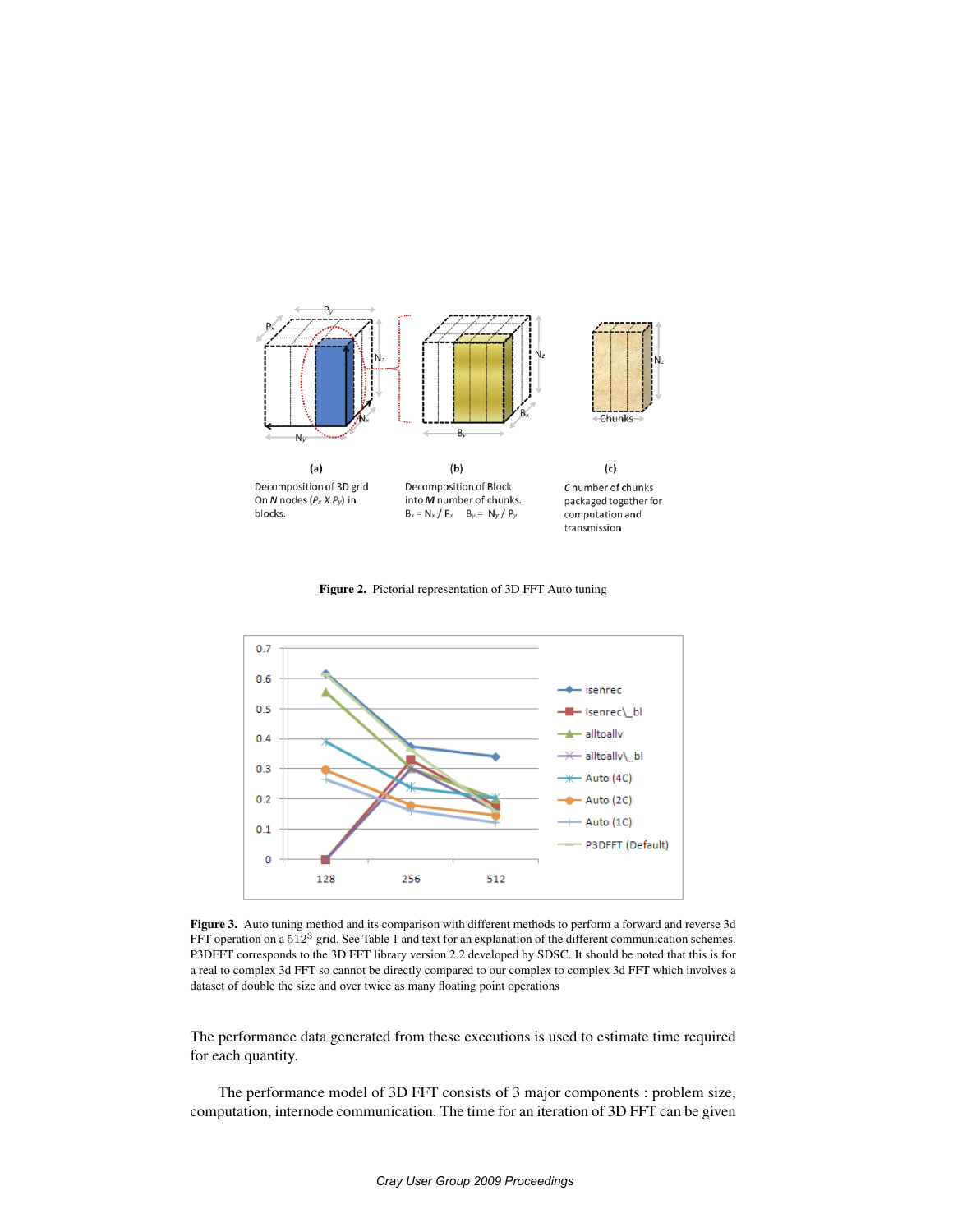**Figure 2.** Pictorial representation of 3D FFT Auto tuning

**Figure 3.** Auto tuning method and its comparison with different methods to perform a forward and reverse 3d FFT operation on a $512^3$ grid. See Table 1 and text for an explanation of the different communication schemes. P3DFFT corresponds to the 3D FFT library version 2.2 developed by SDSC. It should be noted that this is for a real to complex 3d FFT so cannot be directly compared to our complex to complex 3d FFT which involves a dataset of double the size and over twice as many floating point operations

The performance data generated from these executions is used to estimate time required for each quantity.

The performance model of 3D FFT consists of 3 major components : problem size, computation, internode communication. The time for an iteration of 3D FFT can be given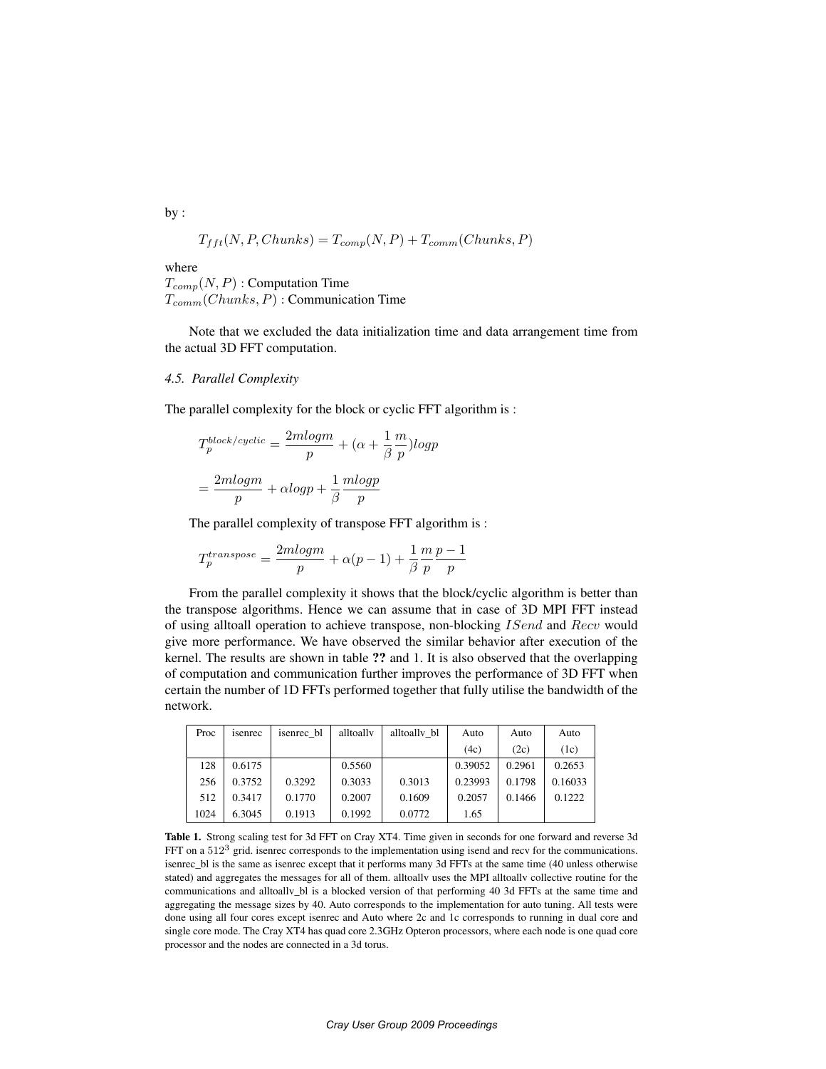by :

$$T_{fft}(N, P, Chunks) = T_{comp}(N, P) + T_{comm}(Chunks, P)$$

where
$T_{comp}(N, P)$ : Computation Time
$T_{comm}(Chunks, P)$ : Communication Time

Note that we excluded the data initialization time and data arrangement time from the actual 3D FFT computation.

### *4.5. Parallel Complexity*

The parallel complexity for the block or cyclic FFT algorithm is :

$$T_p^{block/cyclic} = \frac{2mlogm}{p} + (\alpha + \frac{1}{\beta}\frac{m}{p})logp$$

$$= \frac{2mlogm}{p} + \alpha logp + \frac{1}{\beta}\frac{mlogp}{p}$$

The parallel complexity of transpose FFT algorithm is :

$$T_p^{transpose} = \frac{2mlogm}{p} + \alpha(p-1) + \frac{1}{\beta}\frac{m}{p}\frac{p-1}{p}$$

From the parallel complexity it shows that the block/cyclic algorithm is better than the transpose algorithms. Hence we can assume that in case of 3D MPI FFT instead of using alltoall operation to achieve transpose, non-blocking $ISend$ and $Recv$ would give more performance. We have observed the similar behavior after execution of the kernel. The results are shown in table **??** and 1. It is also observed that the overlapping of computation and communication further improves the performance of 3D FFT when certain the number of 1D FFTs performed together that fully utilise the bandwidth of the network.

| Proc | isenrec | isenrec_bl | alltoallv | alltoallv_bl | Auto (4c) | Auto (2c) | Auto (1c) |
|---|---|---|---|---|---|---|---|
| 128 | 0.6175 | | 0.5560 | | 0.39052 | 0.2961 | 0.2653 |
| 256 | 0.3752 | 0.3292 | 0.3033 | 0.3013 | 0.23993 | 0.1798 | 0.16033 |
| 512 | 0.3417 | 0.1770 | 0.2007 | 0.1609 | 0.2057 | 0.1466 | 0.1222 |
| 1024 | 6.3045 | 0.1913 | 0.1992 | 0.0772 | 1.65 | | |

**Table 1.** Strong scaling test for 3d FFT on Cray XT4. Time given in seconds for one forward and reverse 3d FFT on a $512^3$ grid. isenrec corresponds to the implementation using isend and recv for the communications. isenrec_bl is the same as isenrec except that it performs many 3d FFTs at the same time (40 unless otherwise stated) and aggregates the messages for all of them. alltoallv uses the MPI alltoallv collective routine for the communications and alltoallv_bl is a blocked version of that performing 40 3d FFTs at the same time and aggregating the message sizes by 40. Auto corresponds to the implementation for auto tuning. All tests were done using all four cores except isenrec and Auto where 2c and 1c corresponds to running in dual core and single core mode. The Cray XT4 has quad core 2.3GHz Opteron processors, where each node is one quad core processor and the nodes are connected in a 3d torus.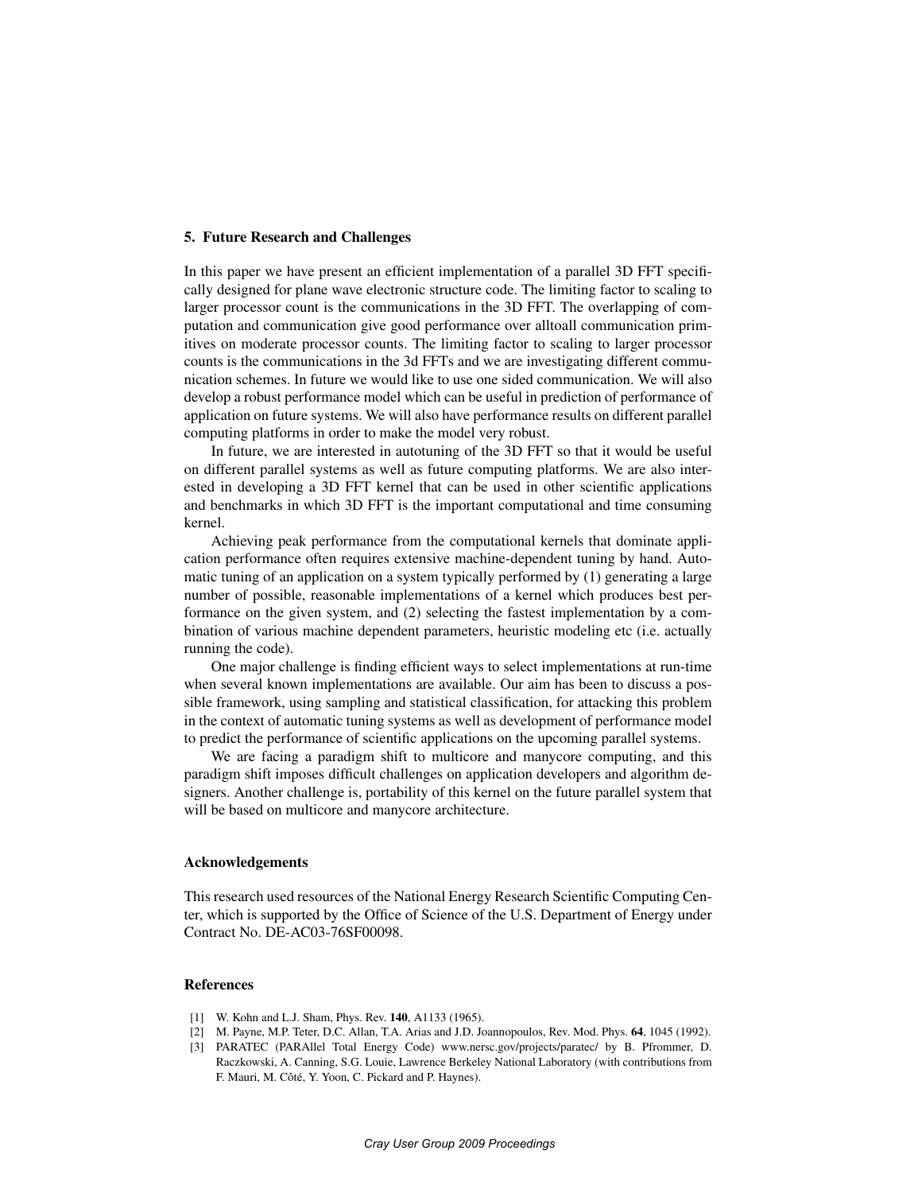## 5. Future Research and Challenges

In this paper we have present an efficient implementation of a parallel 3D FFT specifically designed for plane wave electronic structure code. The limiting factor to scaling to larger processor count is the communications in the 3D FFT. The overlapping of computation and communication give good performance over alltoall communication primitives on moderate processor counts. The limiting factor to scaling to larger processor counts is the communications in the 3d FFTs and we are investigating different communication schemes. In future we would like to use one sided communication. We will also develop a robust performance model which can be useful in prediction of performance of application on future systems. We will also have performance results on different parallel computing platforms in order to make the model very robust.

In future, we are interested in autotuning of the 3D FFT so that it would be useful on different parallel systems as well as future computing platforms. We are also interested in developing a 3D FFT kernel that can be used in other scientific applications and benchmarks in which 3D FFT is the important computational and time consuming kernel.

Achieving peak performance from the computational kernels that dominate application performance often requires extensive machine-dependent tuning by hand. Automatic tuning of an application on a system typically performed by (1) generating a large number of possible, reasonable implementations of a kernel which produces best performance on the given system, and (2) selecting the fastest implementation by a combination of various machine dependent parameters, heuristic modeling etc (i.e. actually running the code).

One major challenge is finding efficient ways to select implementations at run-time when several known implementations are available. Our aim has been to discuss a possible framework, using sampling and statistical classification, for attacking this problem in the context of automatic tuning systems as well as development of performance model to predict the performance of scientific applications on the upcoming parallel systems.

We are facing a paradigm shift to multicore and manycore computing, and this paradigm shift imposes difficult challenges on application developers and algorithm designers. Another challenge is, portability of this kernel on the future parallel system that will be based on multicore and manycore architecture.

### Acknowledgements

This research used resources of the National Energy Research Scientific Computing Center, which is supported by the Office of Science of the U.S. Department of Energy under Contract No. DE-AC03-76SF00098.

### References

[1] W. Kohn and L.J. Sham, Phys. Rev. **140**, A1133 (1965).

[2] M. Payne, M.P. Teter, D.C. Allan, T.A. Arias and J.D. Joannopoulos, Rev. Mod. Phys. **64**, 1045 (1992).

[3] PARATEC (PARAllel Total Energy Code) www.nersc.gov/projects/paratec/ by B. Pfrommer, D. Raczkowski, A. Canning, S.G. Louie, Lawrence Berkeley National Laboratory (with contributions from F. Mauri, M. Côté, Y. Yoon, C. Pickard and P. Haynes).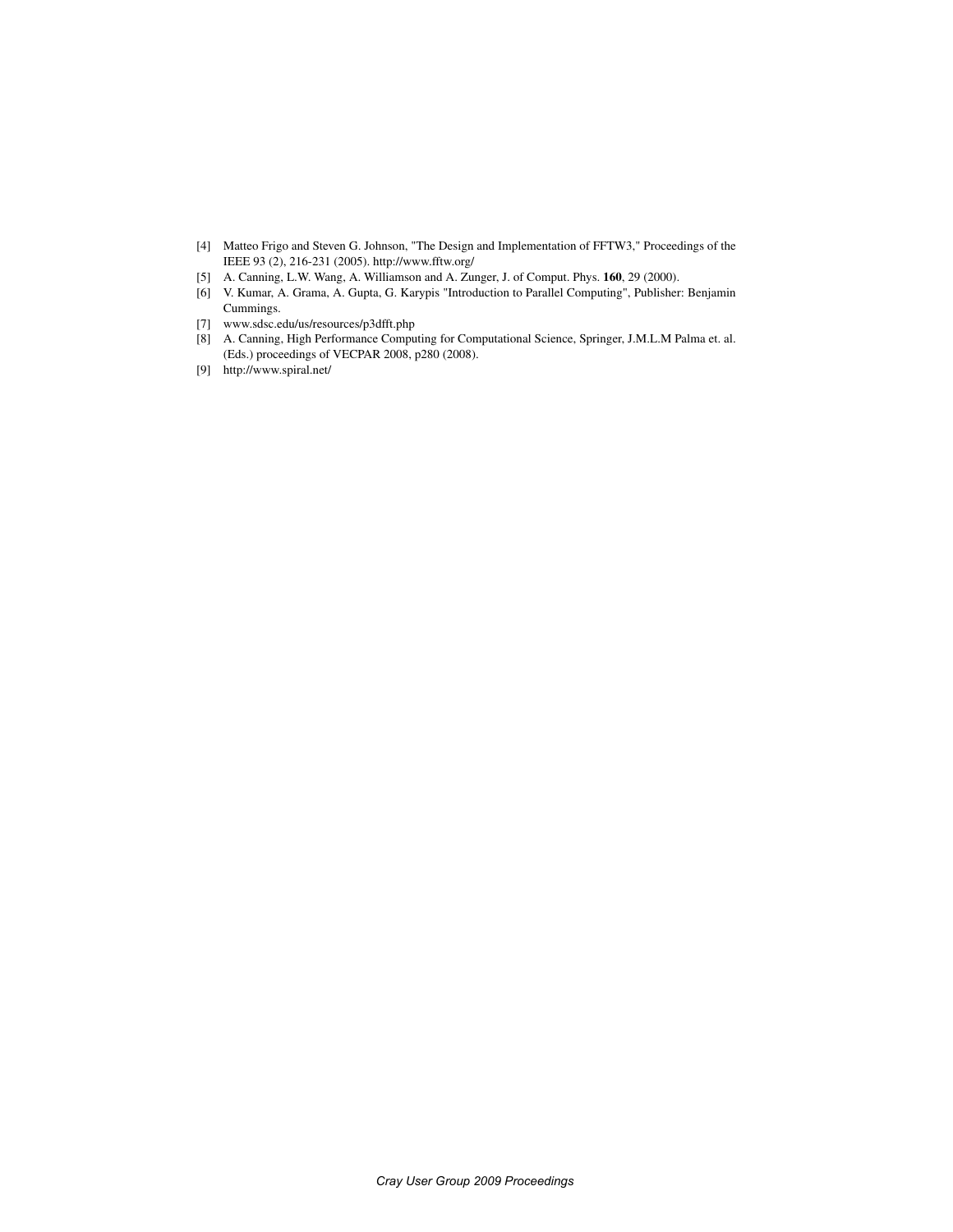[4] Matteo Frigo and Steven G. Johnson, "The Design and Implementation of FFTW3," Proceedings of the IEEE 93 (2), 216-231 (2005). http://www.fftw.org/

[5] A. Canning, L.W. Wang, A. Williamson and A. Zunger, J. of Comput. Phys. **160**, 29 (2000).

[6] V. Kumar, A. Grama, A. Gupta, G. Karypis "Introduction to Parallel Computing", Publisher: Benjamin Cummings.

[7] www.sdsc.edu/us/resources/p3dfft.php

[8] A. Canning, High Performance Computing for Computational Science, Springer, J.M.L.M Palma et. al. (Eds.) proceedings of VECPAR 2008, p280 (2008).

[9] http://www.spiral.net/